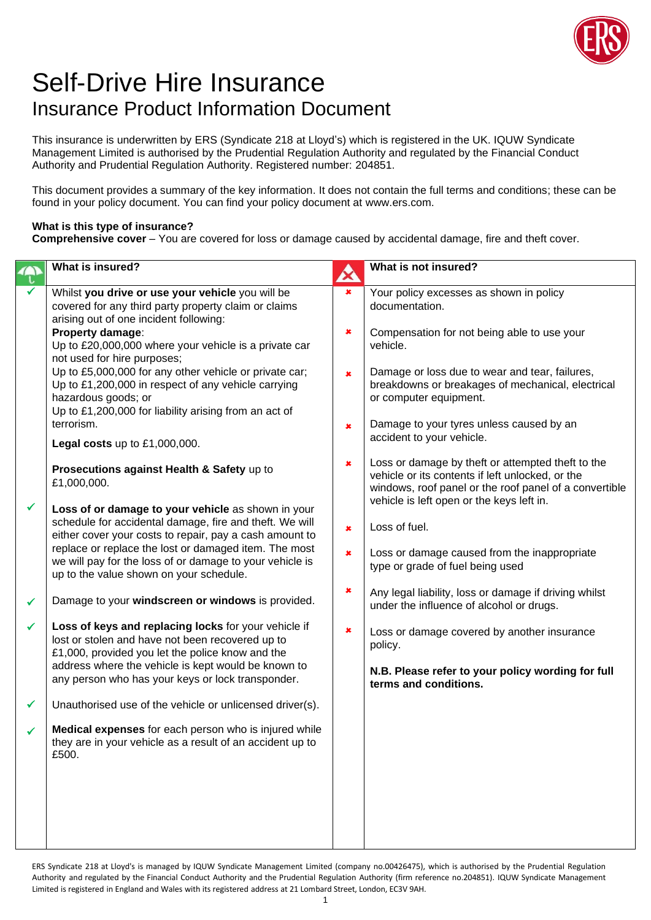# Self-Drive Hire Insurance

## Insurance Product Information Document

This insurance is underwritten by ERS (Syndicate 218 at Lloyd's) which is registered in the UK. IQUW Syndicate Management Limited is authorised by the Prudential Regulation Authority and regulated by the Financial Conduct Authority and Prudential Regulation Authority. Registered number: 204851.

This document provides a summary of the key information. It does not contain the full terms and conditions; these can be found in your policy document. You can find your policy document at www.ers.com.

**What is this type of insurance?**
**Comprehensive cover** – You are covered for loss or damage caused by accidental damage, fire and theft cover.

### What is insured?

- ✓ Whilst **you drive or use your vehicle** you will be covered for any third party property claim or claims arising out of one incident following:
  **Property damage**:
  Up to £20,000,000 where your vehicle is a private car not used for hire purposes;
  Up to £5,000,000 for any other vehicle or private car;
  Up to £1,200,000 in respect of any vehicle carrying hazardous goods; or
  Up to £1,200,000 for liability arising from an act of terrorism.

  **Legal costs** up to £1,000,000.

  **Prosecutions against Health & Safety** up to £1,000,000.

- ✓ **Loss of or damage to your vehicle** as shown in your schedule for accidental damage, fire and theft. We will either cover your costs to repair, pay a cash amount to replace or replace the lost or damaged item. The most we will pay for the loss of or damage to your vehicle is up to the value shown on your schedule.

- ✓ Damage to your **windscreen or windows** is provided.

- ✓ **Loss of keys and replacing locks** for your vehicle if lost or stolen and have not been recovered up to £1,000, provided you let the police know and the address where the vehicle is kept would be known to any person who has your keys or lock transponder.

- ✓ Unauthorised use of the vehicle or unlicensed driver(s).

- ✓ **Medical expenses** for each person who is injured while they are in your vehicle as a result of an accident up to £500.

### What is not insured?

- ✗ Your policy excesses as shown in policy documentation.

- ✗ Compensation for not being able to use your vehicle.

- ✗ Damage or loss due to wear and tear, failures, breakdowns or breakages of mechanical, electrical or computer equipment.

- ✗ Damage to your tyres unless caused by an accident to your vehicle.

- ✗ Loss or damage by theft or attempted theft to the vehicle or its contents if left unlocked, or the windows, roof panel or the roof panel of a convertible vehicle is left open or the keys left in.

- ✗ Loss of fuel.

- ✗ Loss or damage caused from the inappropriate type or grade of fuel being used

- ✗ Any legal liability, loss or damage if driving whilst under the influence of alcohol or drugs.

- ✗ Loss or damage covered by another insurance policy.

**N.B. Please refer to your policy wording for full terms and conditions.**

ERS Syndicate 218 at Lloyd's is managed by IQUW Syndicate Management Limited (company no.00426475), which is authorised by the Prudential Regulation Authority and regulated by the Financial Conduct Authority and the Prudential Regulation Authority (firm reference no.204851). IQUW Syndicate Management Limited is registered in England and Wales with its registered address at 21 Lombard Street, London, EC3V 9AH.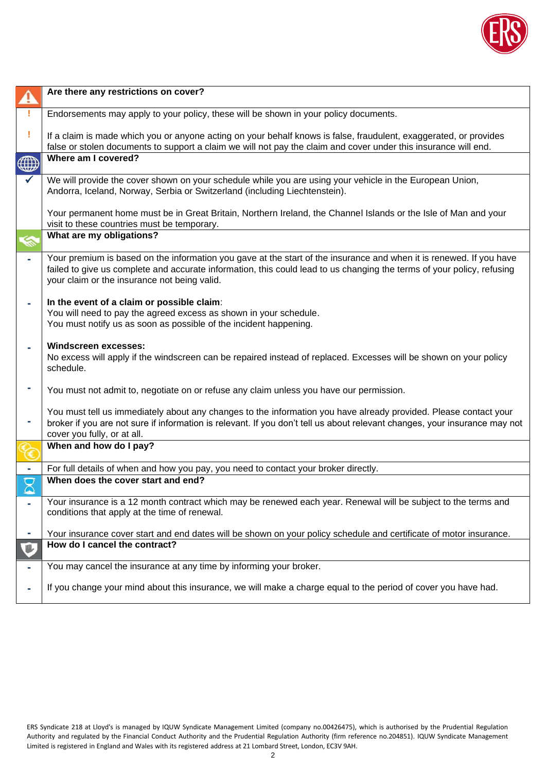## Are there any restrictions on cover?

! Endorsements may apply to your policy, these will be shown in your policy documents.

! If a claim is made which you or anyone acting on your behalf knows is false, fraudulent, exaggerated, or provides false or stolen documents to support a claim we will not pay the claim and cover under this insurance will end.

## Where am I covered?

✓ We will provide the cover shown on your schedule while you are using your vehicle in the European Union, Andorra, Iceland, Norway, Serbia or Switzerland (including Liechtenstein).

Your permanent home must be in Great Britain, Northern Ireland, the Channel Islands or the Isle of Man and your visit to these countries must be temporary.

## What are my obligations?

- Your premium is based on the information you gave at the start of the insurance and when it is renewed. If you have failed to give us complete and accurate information, this could lead to us changing the terms of your policy, refusing your claim or the insurance not being valid.
- **In the event of a claim or possible claim**:
  You will need to pay the agreed excess as shown in your schedule.
  You must notify us as soon as possible of the incident happening.
- **Windscreen excesses:**
  No excess will apply if the windscreen can be repaired instead of replaced. Excesses will be shown on your policy schedule.
- You must not admit to, negotiate on or refuse any claim unless you have our permission.
- You must tell us immediately about any changes to the information you have already provided. Please contact your broker if you are not sure if information is relevant. If you don't tell us about relevant changes, your insurance may not cover you fully, or at all.

## When and how do I pay?

- For full details of when and how you pay, you need to contact your broker directly.

## When does the cover start and end?

- Your insurance is a 12 month contract which may be renewed each year. Renewal will be subject to the terms and conditions that apply at the time of renewal.
- Your insurance cover start and end dates will be shown on your policy schedule and certificate of motor insurance.

## How do I cancel the contract?

- You may cancel the insurance at any time by informing your broker.
- If you change your mind about this insurance, we will make a charge equal to the period of cover you have had.

ERS Syndicate 218 at Lloyd's is managed by IQUW Syndicate Management Limited (company no.00426475), which is authorised by the Prudential Regulation Authority and regulated by the Financial Conduct Authority and the Prudential Regulation Authority (firm reference no.204851). IQUW Syndicate Management Limited is registered in England and Wales with its registered address at 21 Lombard Street, London, EC3V 9AH.